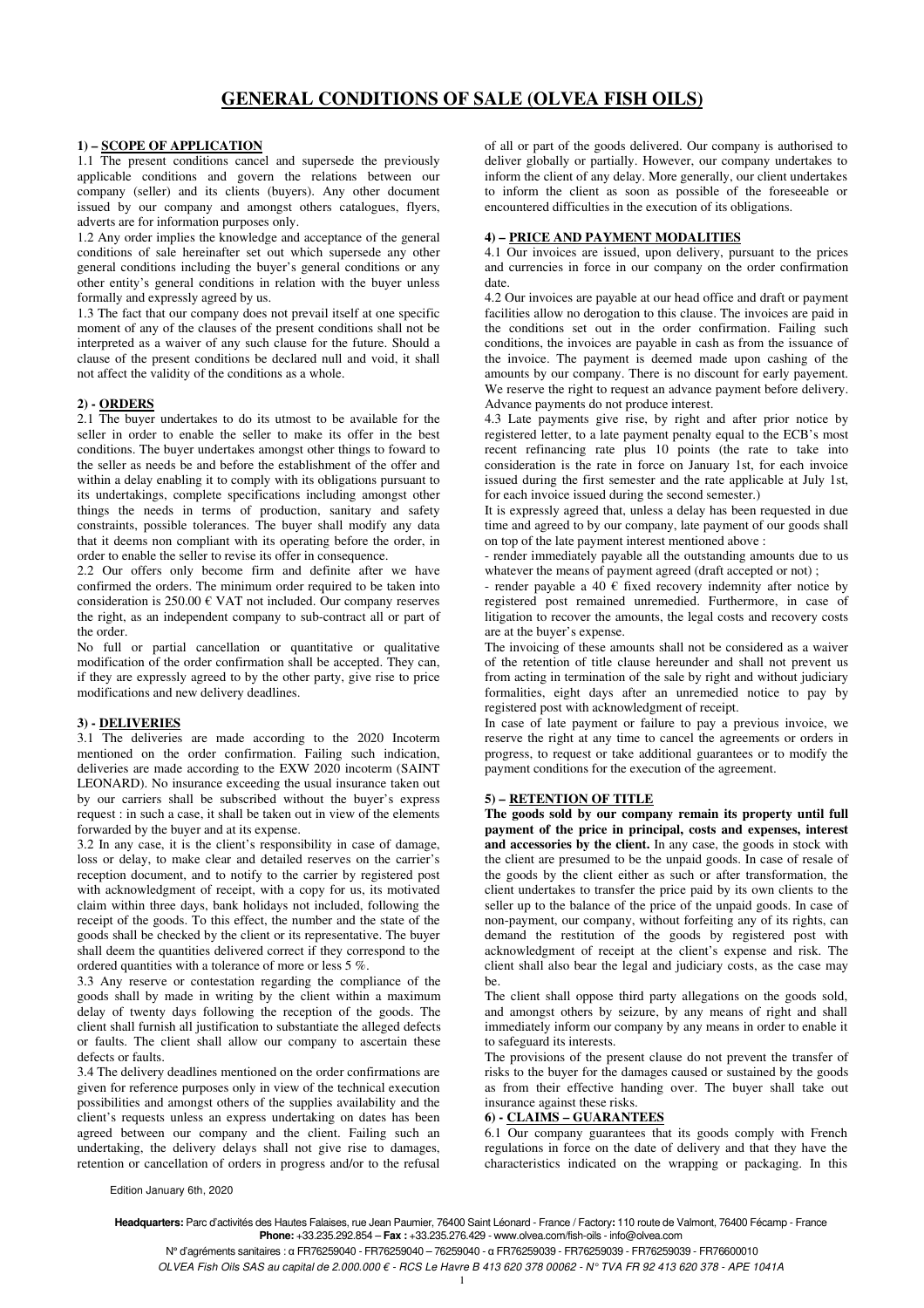# GENERAL CONDITIONS OF SALE (OLVEA FISH OILS)

## 1) – SCOPE OF APPLICATION

1.1 The present conditions cancel and supersede the previously applicable conditions and govern the relations between our company (seller) and its clients (buyers). Any other document issued by our company and amongst others catalogues, flyers, adverts are for information purposes only.

1.2 Any order implies the knowledge and acceptance of the general conditions of sale hereinafter set out which supersede any other general conditions including the buyer's general conditions or any other entity's general conditions in relation with the buyer unless formally and expressly agreed by us.

1.3 The fact that our company does not prevail itself at one specific moment of any of the clauses of the present conditions shall not be interpreted as a waiver of any such clause for the future. Should a clause of the present conditions be declared null and void, it shall not affect the validity of the conditions as a whole.

## 2) - ORDERS

2.1 The buyer undertakes to do its utmost to be available for the seller in order to enable the seller to make its offer in the best conditions. The buyer undertakes amongst other things to foward to the seller as needs be and before the establishment of the offer and within a delay enabling it to comply with its obligations pursuant to its undertakings, complete specifications including amongst other things the needs in terms of production, sanitary and safety constraints, possible tolerances. The buyer shall modify any data that it deems non compliant with its operating before the order, in order to enable the seller to revise its offer in consequence.

2.2 Our offers only become firm and definite after we have confirmed the orders. The minimum order required to be taken into consideration is 250.00 € VAT not included. Our company reserves the right, as an independent company to sub-contract all or part of the order.

No full or partial cancellation or quantitative or qualitative modification of the order confirmation shall be accepted. They can, if they are expressly agreed to by the other party, give rise to price modifications and new delivery deadlines.

## 3) - DELIVERIES

3.1 The deliveries are made according to the 2020 Incoterm mentioned on the order confirmation. Failing such indication, deliveries are made according to the EXW 2020 incoterm (SAINT LEONARD). No insurance exceeding the usual insurance taken out by our carriers shall be subscribed without the buyer's express request : in such a case, it shall be taken out in view of the elements forwarded by the buyer and at its expense.

3.2 In any case, it is the client's responsibility in case of damage, loss or delay, to make clear and detailed reserves on the carrier's reception document, and to notify to the carrier by registered post with acknowledgment of receipt, with a copy for us, its motivated claim within three days, bank holidays not included, following the receipt of the goods. To this effect, the number and the state of the goods shall be checked by the client or its representative. The buyer shall deem the quantities delivered correct if they correspond to the ordered quantities with a tolerance of more or less 5 %.

3.3 Any reserve or contestation regarding the compliance of the goods shall by made in writing by the client within a maximum delay of twenty days following the reception of the goods. The client shall furnish all justification to substantiate the alleged defects or faults. The client shall allow our company to ascertain these defects or faults.

3.4 The delivery deadlines mentioned on the order confirmations are given for reference purposes only in view of the technical execution possibilities and amongst others of the supplies availability and the client's requests unless an express undertaking on dates has been agreed between our company and the client. Failing such an undertaking, the delivery delays shall not give rise to damages, retention or cancellation of orders in progress and/or to the refusal of all or part of the goods delivered. Our company is authorised to deliver globally or partially. However, our company undertakes to inform the client of any delay. More generally, our client undertakes to inform the client as soon as possible of the foreseeable or encountered difficulties in the execution of its obligations.

## 4) – PRICE AND PAYMENT MODALITIES

4.1 Our invoices are issued, upon delivery, pursuant to the prices and currencies in force in our company on the order confirmation date.

4.2 Our invoices are payable at our head office and draft or payment facilities allow no derogation to this clause. The invoices are paid in the conditions set out in the order confirmation. Failing such conditions, the invoices are payable in cash as from the issuance of the invoice. The payment is deemed made upon cashing of the amounts by our company. There is no discount for early payement. We reserve the right to request an advance payment before delivery. Advance payments do not produce interest.

4.3 Late payments give rise, by right and after prior notice by registered letter, to a late payment penalty equal to the ECB's most recent refinancing rate plus 10 points (the rate to take into consideration is the rate in force on January 1st, for each invoice issued during the first semester and the rate applicable at July 1st, for each invoice issued during the second semester.)

It is expressly agreed that, unless a delay has been requested in due time and agreed to by our company, late payment of our goods shall on top of the late payment interest mentioned above :

- render immediately payable all the outstanding amounts due to us whatever the means of payment agreed (draft accepted or not) ;
- render payable a 40 € fixed recovery indemnity after notice by registered post remained unremedied. Furthermore, in case of litigation to recover the amounts, the legal costs and recovery costs are at the buyer's expense.

The invoicing of these amounts shall not be considered as a waiver of the retention of title clause hereunder and shall not prevent us from acting in termination of the sale by right and without judiciary formalities, eight days after an unremedied notice to pay by registered post with acknowledgment of receipt.

In case of late payment or failure to pay a previous invoice, we reserve the right at any time to cancel the agreements or orders in progress, to request or take additional guarantees or to modify the payment conditions for the execution of the agreement.

## 5) – RETENTION OF TITLE

**The goods sold by our company remain its property until full payment of the price in principal, costs and expenses, interest and accessories by the client.** In any case, the goods in stock with the client are presumed to be the unpaid goods. In case of resale of the goods by the client either as such or after transformation, the client undertakes to transfer the price paid by its own clients to the seller up to the balance of the price of the unpaid goods. In case of non-payment, our company, without forfeiting any of its rights, can demand the restitution of the goods by registered post with acknowledgment of receipt at the client's expense and risk. The client shall also bear the legal and judiciary costs, as the case may be.

The client shall oppose third party allegations on the goods sold, and amongst others by seizure, by any means of right and shall immediately inform our company by any means in order to enable it to safeguard its interests.

The provisions of the present clause do not prevent the transfer of risks to the buyer for the damages caused or sustained by the goods as from their effective handing over. The buyer shall take out insurance against these risks.

## 6) - CLAIMS – GUARANTEES

6.1 Our company guarantees that its goods comply with French regulations in force on the date of delivery and that they have the characteristics indicated on the wrapping or packaging. In this

Edition January 6th, 2020

**Headquarters:** Parc d'activités des Hautes Falaises, rue Jean Paumier, 76400 Saint Léonard - France / Factory**:** 110 route de Valmont, 76400 Fécamp - France
**Phone:** +33.235.292.854 – **Fax :** +33.235.276.429 - www.olvea.com/fish-oils - info@olvea.com

N° d'agréments sanitaires : α FR76259040 - FR76259040 – 76259040 - α FR76259039 - FR76259039 - FR76259039 - FR76600010

*OLVEA Fish Oils SAS au capital de 2.000.000 € - RCS Le Havre B 413 620 378 00062 - N° TVA FR 92 413 620 378 - APE 1041A*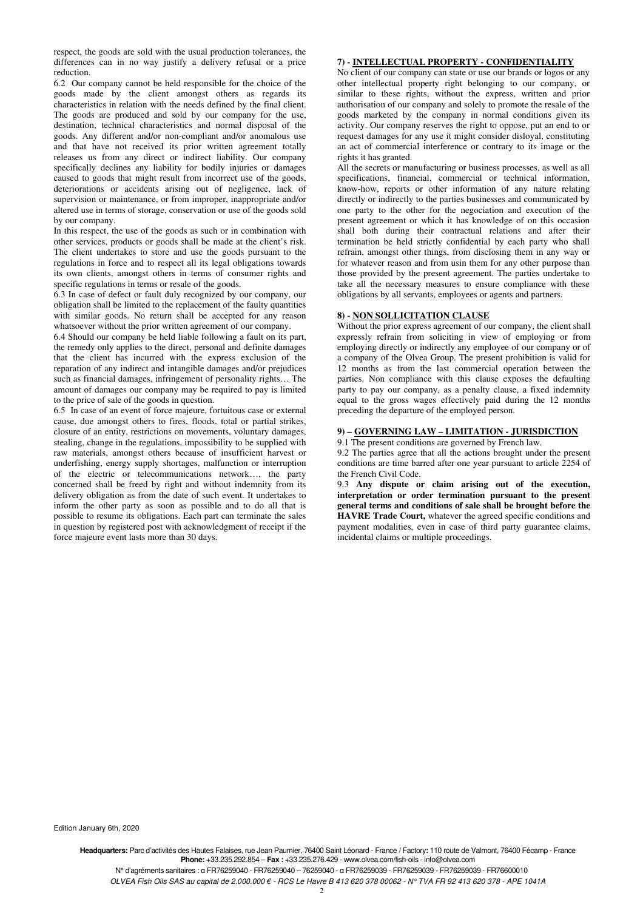respect, the goods are sold with the usual production tolerances, the differences can in no way justify a delivery refusal or a price reduction.

6.2 Our company cannot be held responsible for the choice of the goods made by the client amongst others as regards its characteristics in relation with the needs defined by the final client. The goods are produced and sold by our company for the use, destination, technical characteristics and normal disposal of the goods. Any different and/or non-compliant and/or anomalous use and that have not received its prior written agreement totally releases us from any direct or indirect liability. Our company specifically declines any liability for bodily injuries or damages caused to goods that might result from incorrect use of the goods, deteriorations or accidents arising out of negligence, lack of supervision or maintenance, or from improper, inappropriate and/or altered use in terms of storage, conservation or use of the goods sold by our company.

In this respect, the use of the goods as such or in combination with other services, products or goods shall be made at the client's risk. The client undertakes to store and use the goods pursuant to the regulations in force and to respect all its legal obligations towards its own clients, amongst others in terms of consumer rights and specific regulations in terms or resale of the goods.

6.3 In case of defect or fault duly recognized by our company, our obligation shall be limited to the replacement of the faulty quantities with similar goods. No return shall be accepted for any reason whatsoever without the prior written agreement of our company.

6.4 Should our company be held liable following a fault on its part, the remedy only applies to the direct, personal and definite damages that the client has incurred with the express exclusion of the reparation of any indirect and intangible damages and/or prejudices such as financial damages, infringement of personality rights… The amount of damages our company may be required to pay is limited to the price of sale of the goods in question.

6.5 In case of an event of force majeure, fortuitous case or external cause, due amongst others to fires, floods, total or partial strikes, closure of an entity, restrictions on movements, voluntary damages, stealing, change in the regulations, impossibility to be supplied with raw materials, amongst others because of insufficient harvest or underfishing, energy supply shortages, malfunction or interruption of the electric or telecommunications network…, the party concerned shall be freed by right and without indemnity from its delivery obligation as from the date of such event. It undertakes to inform the other party as soon as possible and to do all that is possible to resume its obligations. Each part can terminate the sales in question by registered post with acknowledgment of receipt if the force majeure event lasts more than 30 days.

### 7) - INTELLECTUAL PROPERTY - CONFIDENTIALITY

No client of our company can state or use our brands or logos or any other intellectual property right belonging to our company, or similar to these rights, without the express, written and prior authorisation of our company and solely to promote the resale of the goods marketed by the company in normal conditions given its activity. Our company reserves the right to oppose, put an end to or request damages for any use it might consider disloyal, constituting an act of commercial interference or contrary to its image or the rights it has granted.

All the secrets or manufacturing or business processes, as well as all specifications, financial, commercial or technical information, know-how, reports or other information of any nature relating directly or indirectly to the parties businesses and communicated by one party to the other for the negociation and execution of the present agreement or which it has knowledge of on this occasion shall both during their contractual relations and after their termination be held strictly confidential by each party who shall refrain, amongst other things, from disclosing them in any way or for whatever reason and from usin them for any other purpose than those provided by the present agreement. The parties undertake to take all the necessary measures to ensure compliance with these obligations by all servants, employees or agents and partners.

### 8) - NON SOLLICITATION CLAUSE

Without the prior express agreement of our company, the client shall expressly refrain from soliciting in view of employing or from employing directly or indirectly any employee of our company or of a company of the Olvea Group. The present prohibition is valid for 12 months as from the last commercial operation between the parties. Non compliance with this clause exposes the defaulting party to pay our company, as a penalty clause, a fixed indemnity equal to the gross wages effectively paid during the 12 months preceding the departure of the employed person.

### 9) – GOVERNING LAW – LIMITATION - JURISDICTION

9.1 The present conditions are governed by French law.

9.2 The parties agree that all the actions brought under the present conditions are time barred after one year pursuant to article 2254 of the French Civil Code.

9.3 **Any dispute or claim arising out of the execution, interpretation or order termination pursuant to the present general terms and conditions of sale shall be brought before the HAVRE Trade Court,** whatever the agreed specific conditions and payment modalities, even in case of third party guarantee claims, incidental claims or multiple proceedings.

Edition January 6th, 2020

**Headquarters:** Parc d'activités des Hautes Falaises, rue Jean Paumier, 76400 Saint Léonard - France / Factory**:** 110 route de Valmont, 76400 Fécamp - France
**Phone:** +33.235.292.854 – **Fax :** +33.235.276.429 - www.olvea.com/fish-oils - info@olvea.com
N° d'agréments sanitaires : α FR76259040 - FR76259040 – 76259040 - α FR76259039 - FR76259039 - FR76259039 - FR76600010
*OLVEA Fish Oils SAS au capital de 2.000.000 € - RCS Le Havre B 413 620 378 00062 - N° TVA FR 92 413 620 378 - APE 1041A*